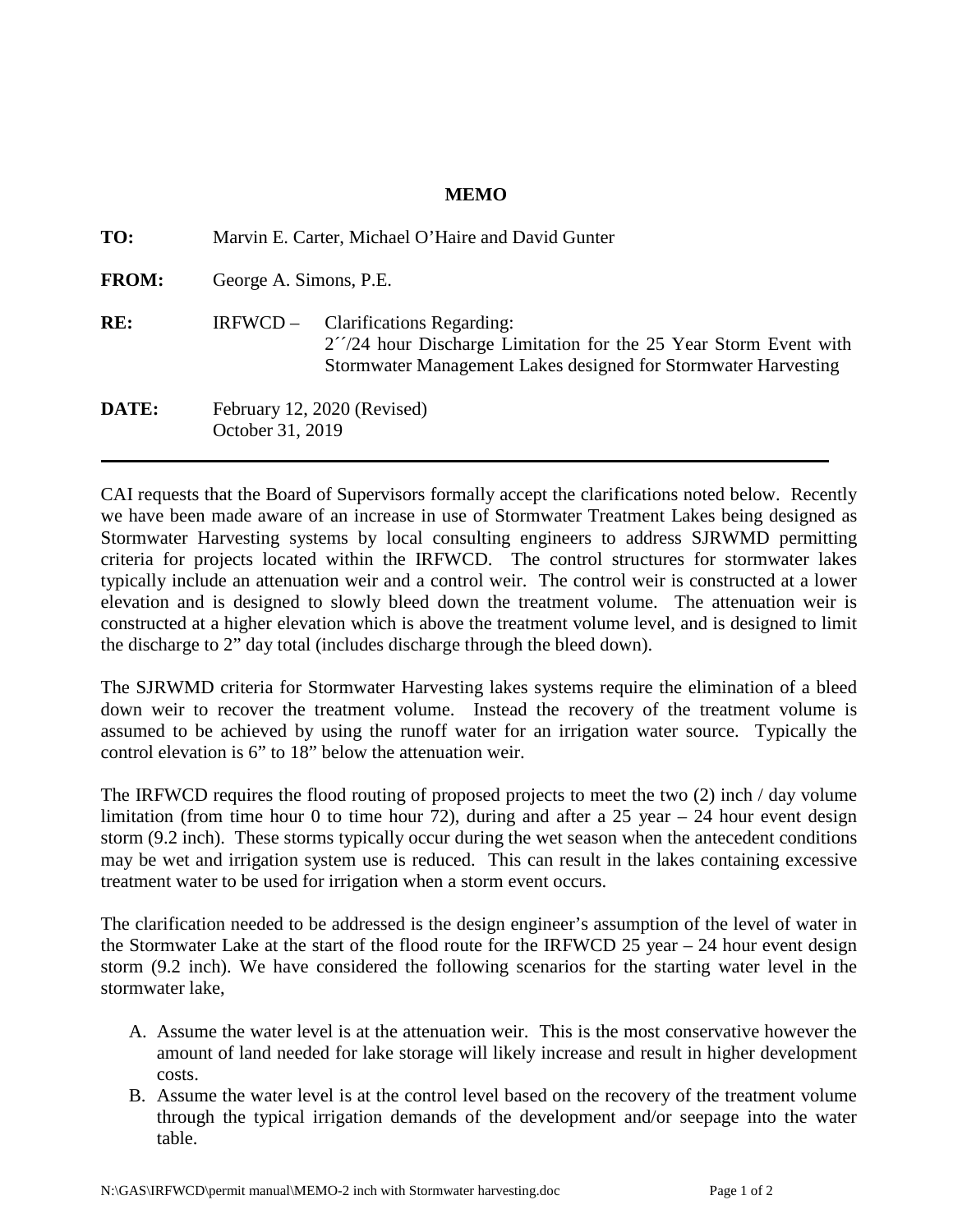# MEMO

**TO:** Marvin E. Carter, Michael O'Haire and David Gunter

**FROM:** George A. Simons, P.E.

**RE:** IRFWCD – Clarifications Regarding:
2´´/24 hour Discharge Limitation for the 25 Year Storm Event with Stormwater Management Lakes designed for Stormwater Harvesting

**DATE:** February 12, 2020 (Revised)
October 31, 2019

---

CAI requests that the Board of Supervisors formally accept the clarifications noted below. Recently we have been made aware of an increase in use of Stormwater Treatment Lakes being designed as Stormwater Harvesting systems by local consulting engineers to address SJRWMD permitting criteria for projects located within the IRFWCD. The control structures for stormwater lakes typically include an attenuation weir and a control weir. The control weir is constructed at a lower elevation and is designed to slowly bleed down the treatment volume. The attenuation weir is constructed at a higher elevation which is above the treatment volume level, and is designed to limit the discharge to 2" day total (includes discharge through the bleed down).

The SJRWMD criteria for Stormwater Harvesting lakes systems require the elimination of a bleed down weir to recover the treatment volume. Instead the recovery of the treatment volume is assumed to be achieved by using the runoff water for an irrigation water source. Typically the control elevation is 6" to 18" below the attenuation weir.

The IRFWCD requires the flood routing of proposed projects to meet the two (2) inch / day volume limitation (from time hour 0 to time hour 72), during and after a 25 year – 24 hour event design storm (9.2 inch). These storms typically occur during the wet season when the antecedent conditions may be wet and irrigation system use is reduced. This can result in the lakes containing excessive treatment water to be used for irrigation when a storm event occurs.

The clarification needed to be addressed is the design engineer's assumption of the level of water in the Stormwater Lake at the start of the flood route for the IRFWCD 25 year – 24 hour event design storm (9.2 inch). We have considered the following scenarios for the starting water level in the stormwater lake,

A. Assume the water level is at the attenuation weir. This is the most conservative however the amount of land needed for lake storage will likely increase and result in higher development costs.
B. Assume the water level is at the control level based on the recovery of the treatment volume through the typical irrigation demands of the development and/or seepage into the water table.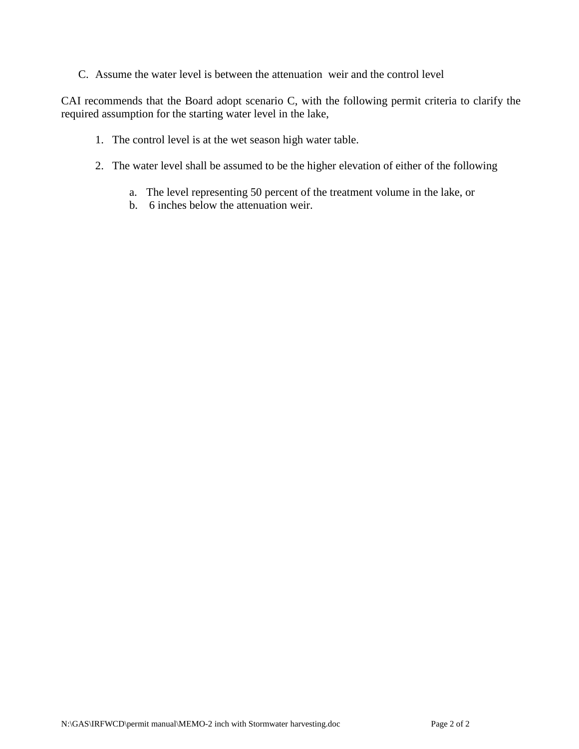C. Assume the water level is between the attenuation weir and the control level

CAI recommends that the Board adopt scenario C, with the following permit criteria to clarify the required assumption for the starting water level in the lake,

1. The control level is at the wet season high water table.

2. The water level shall be assumed to be the higher elevation of either of the following

    a. The level representing 50 percent of the treatment volume in the lake, or
    b. 6 inches below the attenuation weir.